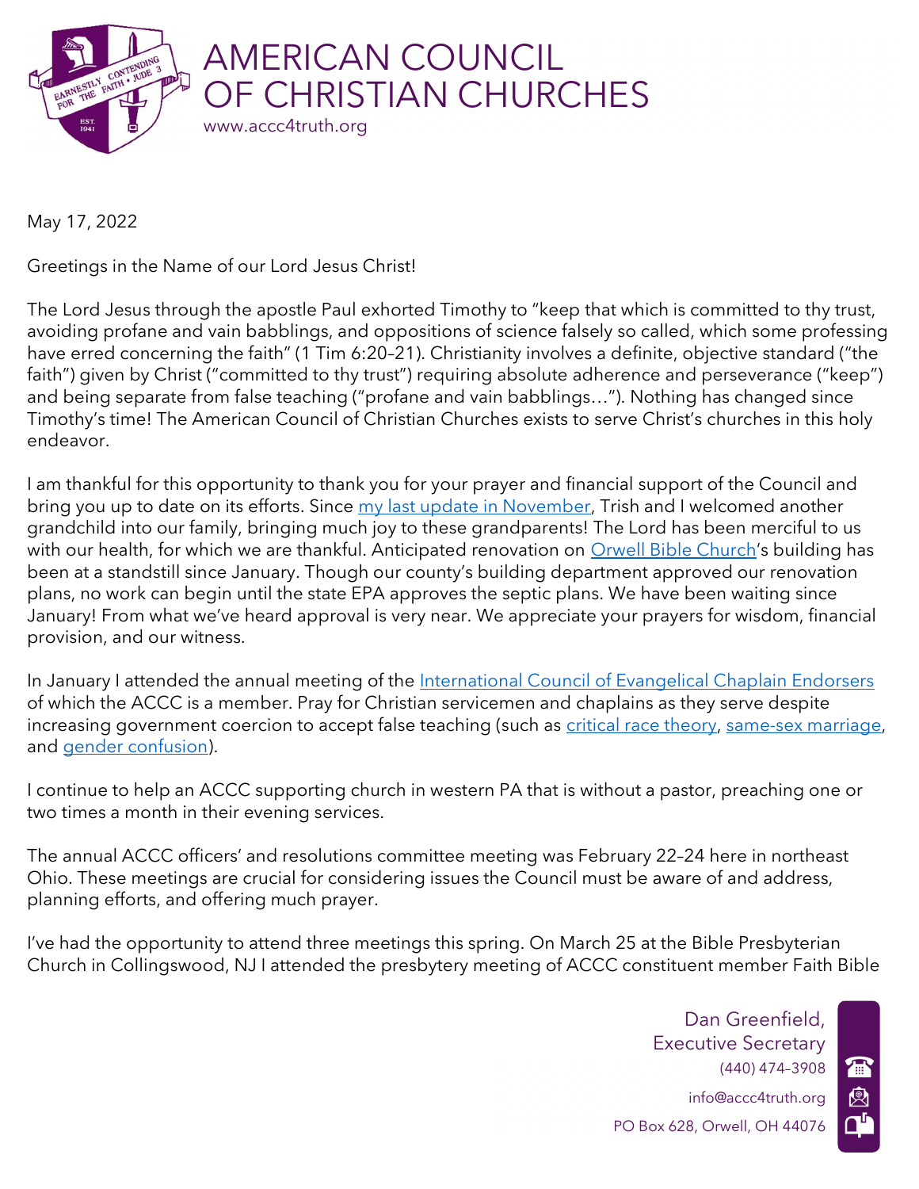# AMERICAN COUNCIL OF CHRISTIAN CHURCHES

www.accc4truth.org

May 17, 2022

Greetings in the Name of our Lord Jesus Christ!

The Lord Jesus through the apostle Paul exhorted Timothy to "keep that which is committed to thy trust, avoiding profane and vain babblings, and oppositions of science falsely so called, which some professing have erred concerning the faith" (1 Tim 6:20–21). Christianity involves a definite, objective standard ("the faith") given by Christ ("committed to thy trust") requiring absolute adherence and perseverance ("keep") and being separate from false teaching ("profane and vain babblings…"). Nothing has changed since Timothy's time! The American Council of Christian Churches exists to serve Christ's churches in this holy endeavor.

I am thankful for this opportunity to thank you for your prayer and financial support of the Council and bring you up to date on its efforts. Since my last update in November, Trish and I welcomed another grandchild into our family, bringing much joy to these grandparents! The Lord has been merciful to us with our health, for which we are thankful. Anticipated renovation on Orwell Bible Church's building has been at a standstill since January. Though our county's building department approved our renovation plans, no work can begin until the state EPA approves the septic plans. We have been waiting since January! From what we've heard approval is very near. We appreciate your prayers for wisdom, financial provision, and our witness.

In January I attended the annual meeting of the International Council of Evangelical Chaplain Endorsers of which the ACCC is a member. Pray for Christian servicemen and chaplains as they serve despite increasing government coercion to accept false teaching (such as critical race theory, same-sex marriage, and gender confusion).

I continue to help an ACCC supporting church in western PA that is without a pastor, preaching one or two times a month in their evening services.

The annual ACCC officers' and resolutions committee meeting was February 22–24 here in northeast Ohio. These meetings are crucial for considering issues the Council must be aware of and address, planning efforts, and offering much prayer.

I've had the opportunity to attend three meetings this spring. On March 25 at the Bible Presbyterian Church in Collingswood, NJ I attended the presbytery meeting of ACCC constituent member Faith Bible

Dan Greenfield,
Executive Secretary
(440) 474-3908
info@accc4truth.org
PO Box 628, Orwell, OH 44076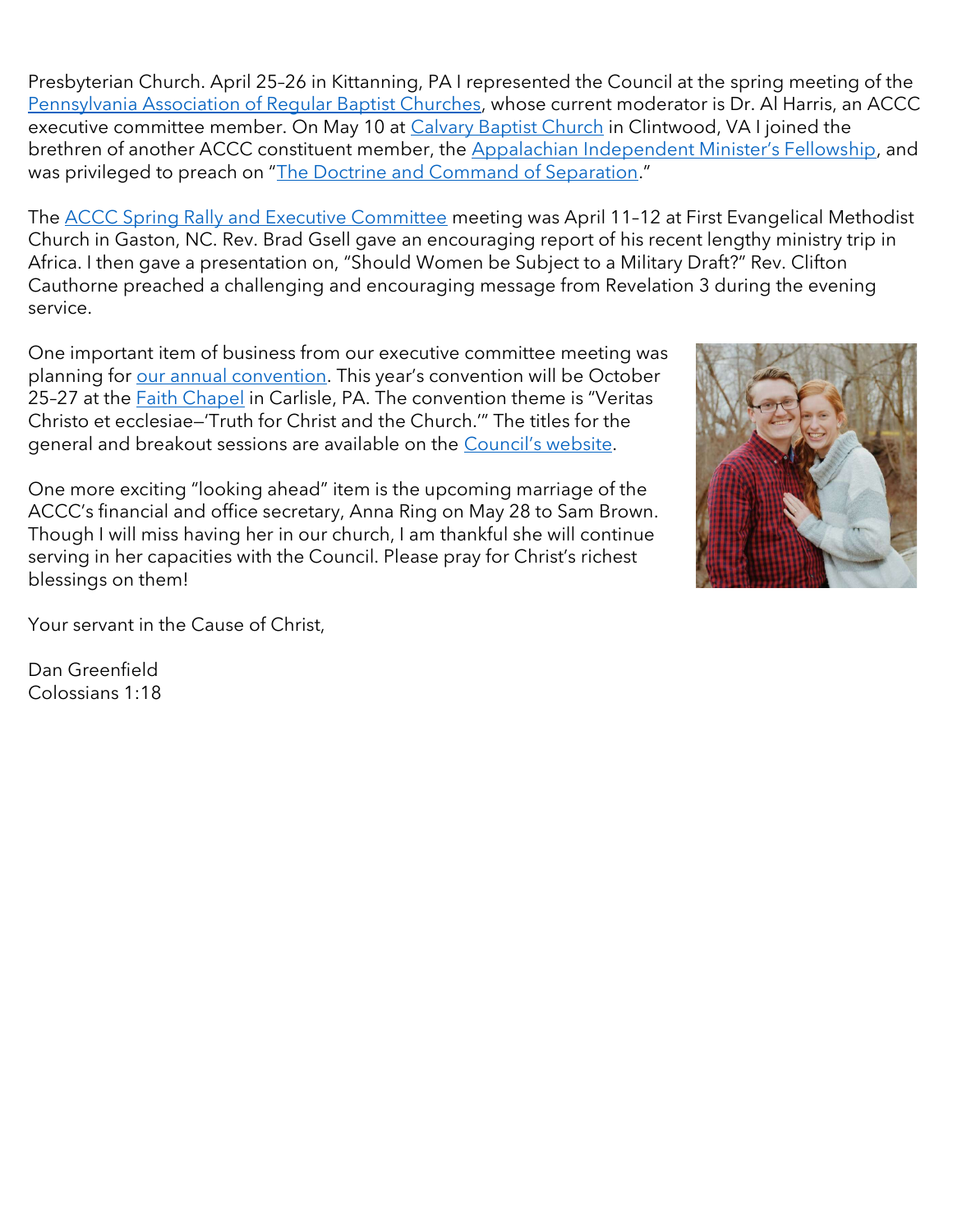Presbyterian Church. April 25–26 in Kittanning, PA I represented the Council at the spring meeting of the Pennsylvania Association of Regular Baptist Churches, whose current moderator is Dr. Al Harris, an ACCC executive committee member. On May 10 at Calvary Baptist Church in Clintwood, VA I joined the brethren of another ACCC constituent member, the Appalachian Independent Minister's Fellowship, and was privileged to preach on "The Doctrine and Command of Separation."

The ACCC Spring Rally and Executive Committee meeting was April 11–12 at First Evangelical Methodist Church in Gaston, NC. Rev. Brad Gsell gave an encouraging report of his recent lengthy ministry trip in Africa. I then gave a presentation on, "Should Women be Subject to a Military Draft?" Rev. Clifton Cauthorne preached a challenging and encouraging message from Revelation 3 during the evening service.

One important item of business from our executive committee meeting was planning for our annual convention. This year's convention will be October 25–27 at the Faith Chapel in Carlisle, PA. The convention theme is "Veritas Christo et ecclesiae—'Truth for Christ and the Church.'" The titles for the general and breakout sessions are available on the Council's website.

One more exciting "looking ahead" item is the upcoming marriage of the ACCC's financial and office secretary, Anna Ring on May 28 to Sam Brown. Though I will miss having her in our church, I am thankful she will continue serving in her capacities with the Council. Please pray for Christ's richest blessings on them!

Your servant in the Cause of Christ,

Dan Greenfield
Colossians 1:18